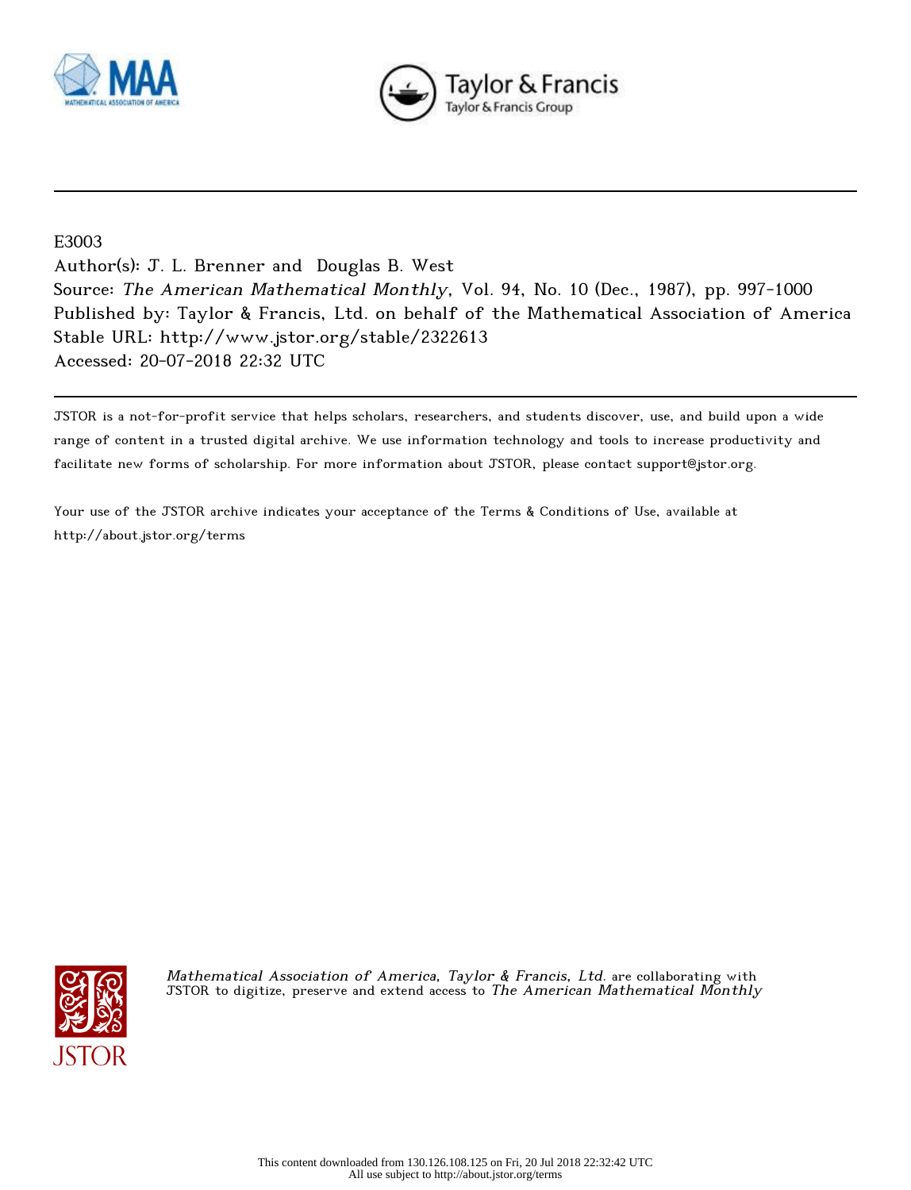E3003

Author(s): J. L. Brenner and Douglas B. West

Source: *The American Mathematical Monthly*, Vol. 94, No. 10 (Dec., 1987), pp. 997-1000

Published by: Taylor & Francis, Ltd. on behalf of the Mathematical Association of America

Stable URL: http://www.jstor.org/stable/2322613

Accessed: 20-07-2018 22:32 UTC

JSTOR is a not-for-profit service that helps scholars, researchers, and students discover, use, and build upon a wide range of content in a trusted digital archive. We use information technology and tools to increase productivity and facilitate new forms of scholarship. For more information about JSTOR, please contact support@jstor.org.

Your use of the JSTOR archive indicates your acceptance of the Terms & Conditions of Use, available at http://about.jstor.org/terms

*Mathematical Association of America, Taylor & Francis, Ltd.* are collaborating with JSTOR to digitize, preserve and extend access to *The American Mathematical Monthly*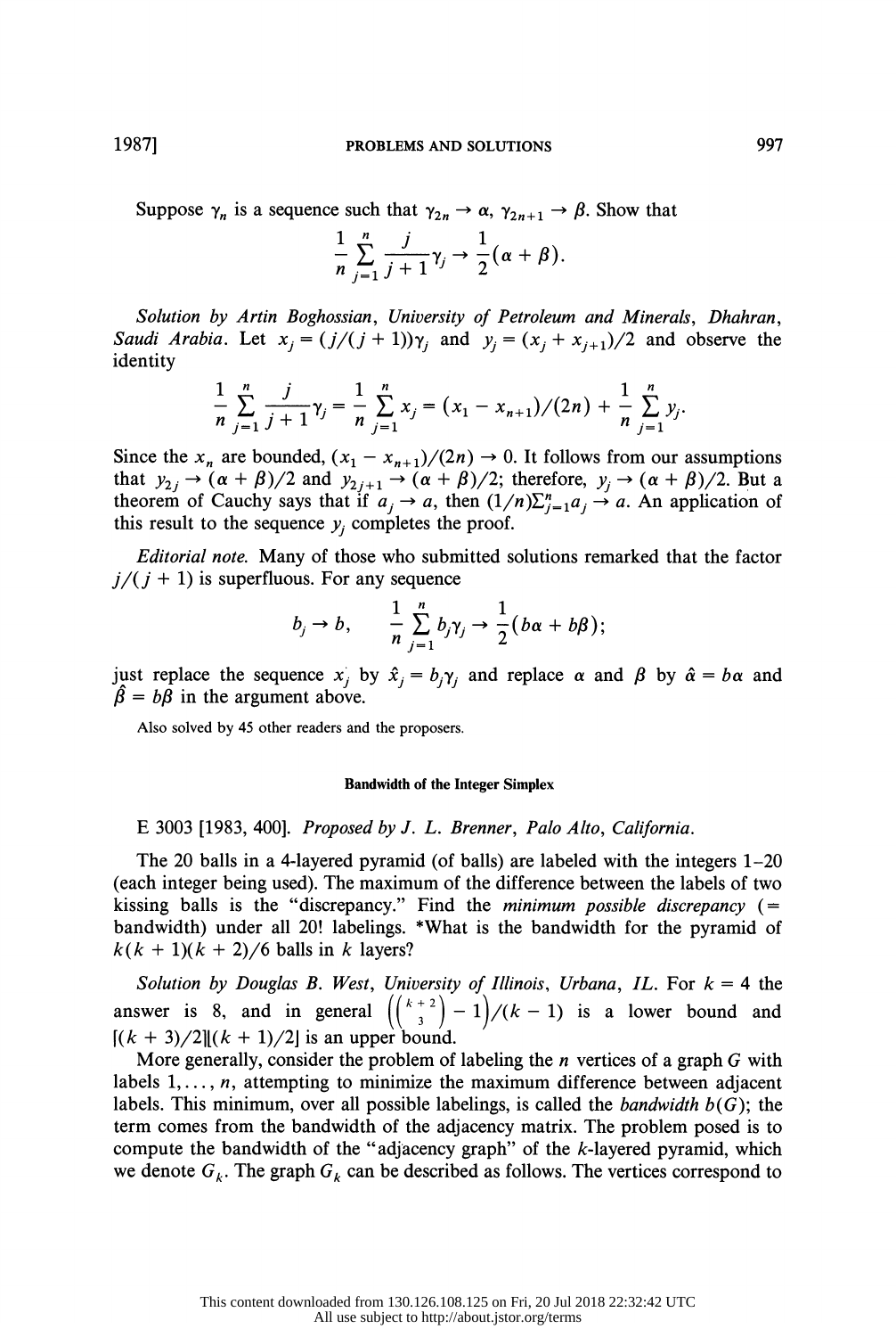Suppose $\gamma_n$ is a sequence such that $\gamma_{2n} \to \alpha$, $\gamma_{2n+1} \to \beta$. Show that

$$\frac{1}{n}\sum_{j=1}^{n}\frac{j}{j+1}\gamma_j \to \frac{1}{2}(\alpha+\beta).$$

*Solution by Artin Boghossian, University of Petroleum and Minerals, Dhahran, Saudi Arabia.* Let $x_j = (j/(j+1))\gamma_j$ and $y_j = (x_j + x_{j+1})/2$ and observe the identity

$$\frac{1}{n}\sum_{j=1}^{n}\frac{j}{j+1}\gamma_j = \frac{1}{n}\sum_{j=1}^{n}x_j = (x_1 - x_{n+1})/(2n) + \frac{1}{n}\sum_{j=1}^{n}y_j.$$

Since the $x_n$ are bounded, $(x_1 - x_{n+1})/(2n) \to 0$. It follows from our assumptions that $y_{2j} \to (\alpha+\beta)/2$ and $y_{2j+1} \to (\alpha+\beta)/2$; therefore, $y_j \to (\alpha+\beta)/2$. But a theorem of Cauchy says that if $a_j \to a$, then $(1/n)\sum_{j=1}^{n}a_j \to a$. An application of this result to the sequence $y_j$ completes the proof.

*Editorial note.* Many of those who submitted solutions remarked that the factor $j/(j+1)$ is superfluous. For any sequence

$$b_j \to b, \qquad \frac{1}{n}\sum_{j=1}^{n}b_j\gamma_j \to \frac{1}{2}(b\alpha + b\beta);$$

just replace the sequence $x_j$ by $\hat{x}_j = b_j\gamma_j$ and replace $\alpha$ and $\beta$ by $\hat{\alpha} = b\alpha$ and $\hat{\beta} = b\beta$ in the argument above.

Also solved by 45 other readers and the proposers.

## Bandwidth of the Integer Simplex

E 3003 [1983, 400]. *Proposed by J. L. Brenner, Palo Alto, California.*

The 20 balls in a 4-layered pyramid (of balls) are labeled with the integers 1–20 (each integer being used). The maximum of the difference between the labels of two kissing balls is the "discrepancy." Find the *minimum possible discrepancy* (= bandwidth) under all 20! labelings. *What is the bandwidth for the pyramid of $k(k+1)(k+2)/6$ balls in $k$ layers?

*Solution by Douglas B. West, University of Illinois, Urbana, IL.* For $k = 4$ the answer is 8, and in general $\left(\binom{k+2}{3} - 1\right)/(k-1)$ is a lower bound and $\lceil (k+3)/2 \rceil \lfloor (k+1)/2 \rfloor$ is an upper bound.

More generally, consider the problem of labeling the $n$ vertices of a graph $G$ with labels $1, \ldots, n$, attempting to minimize the maximum difference between adjacent labels. This minimum, over all possible labelings, is called the *bandwidth* $b(G)$; the term comes from the bandwidth of the adjacency matrix. The problem posed is to compute the bandwidth of the "adjacency graph" of the $k$-layered pyramid, which we denote $G_k$. The graph $G_k$ can be described as follows. The vertices correspond to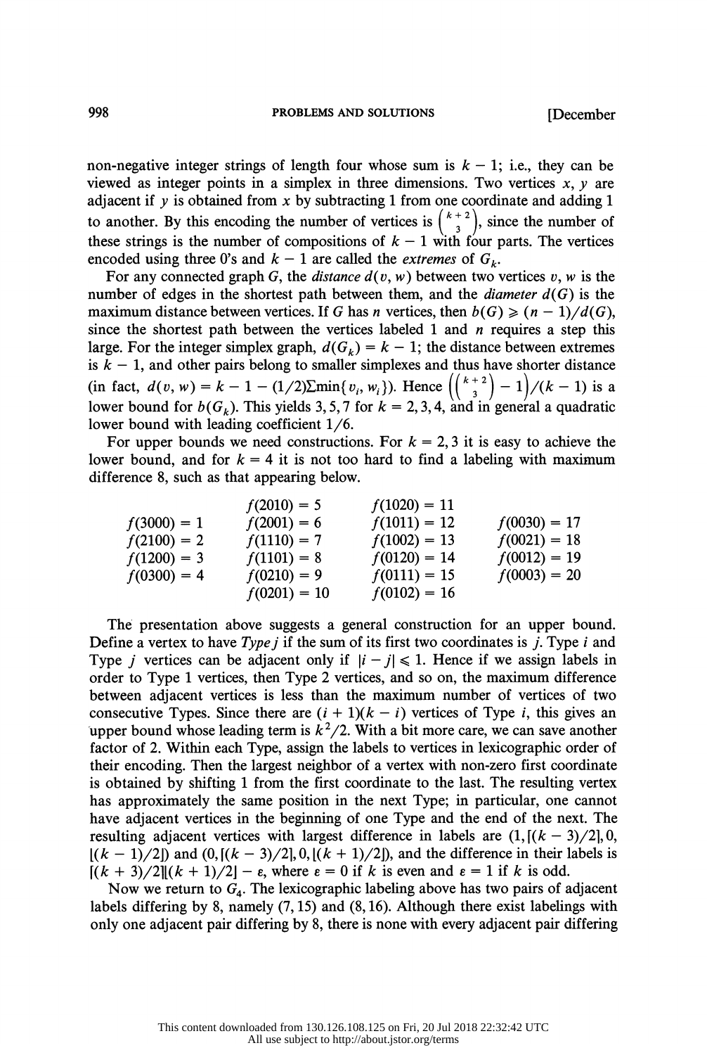non-negative integer strings of length four whose sum is $k-1$; i.e., they can be viewed as integer points in a simplex in three dimensions. Two vertices $x, y$ are adjacent if $y$ is obtained from $x$ by subtracting 1 from one coordinate and adding 1 to another. By this encoding the number of vertices is $\binom{k+2}{3}$, since the number of these strings is the number of compositions of $k-1$ with four parts. The vertices encoded using three 0's and $k-1$ are called the *extremes* of $G_k$.

For any connected graph $G$, the *distance* $d(v, w)$ between two vertices $v, w$ is the number of edges in the shortest path between them, and the *diameter* $d(G)$ is the maximum distance between vertices. If $G$ has $n$ vertices, then $b(G) \geqslant (n-1)/d(G)$, since the shortest path between the vertices labeled 1 and $n$ requires a step this large. For the integer simplex graph, $d(G_k) = k-1$; the distance between extremes is $k-1$, and other pairs belong to smaller simplexes and thus have shorter distance (in fact, $d(v, w) = k - 1 - (1/2)\Sigma\min\{v_i, w_i\}$). Hence $\left(\binom{k+2}{3} - 1\right)/(k-1)$ is a lower bound for $b(G_k)$. This yields 3, 5, 7 for $k = 2, 3, 4$, and in general a quadratic lower bound with leading coefficient 1/6.

For upper bounds we need constructions. For $k = 2, 3$ it is easy to achieve the lower bound, and for $k = 4$ it is not too hard to find a labeling with maximum difference 8, such as that appearing below.

| | | | |
|---|---|---|---|
| | $f(2010) = 5$ | $f(1020) = 11$ | |
| $f(3000) = 1$ | $f(2001) = 6$ | $f(1011) = 12$ | $f(0030) = 17$ |
| $f(2100) = 2$ | $f(1110) = 7$ | $f(1002) = 13$ | $f(0021) = 18$ |
| $f(1200) = 3$ | $f(1101) = 8$ | $f(0120) = 14$ | $f(0012) = 19$ |
| $f(0300) = 4$ | $f(0210) = 9$ | $f(0111) = 15$ | $f(0003) = 20$ |
| | $f(0201) = 10$ | $f(0102) = 16$ | |

The presentation above suggests a general construction for an upper bound. Define a vertex to have *Type* $j$ if the sum of its first two coordinates is $j$. Type $i$ and Type $j$ vertices can be adjacent only if $|i - j| \leqslant 1$. Hence if we assign labels in order to Type 1 vertices, then Type 2 vertices, and so on, the maximum difference between adjacent vertices is less than the maximum number of vertices of two consecutive Types. Since there are $(i+1)(k-i)$ vertices of Type $i$, this gives an upper bound whose leading term is $k^2/2$. With a bit more care, we can save another factor of 2. Within each Type, assign the labels to vertices in lexicographic order of their encoding. Then the largest neighbor of a vertex with non-zero first coordinate is obtained by shifting 1 from the first coordinate to the last. The resulting vertex has approximately the same position in the next Type; in particular, one cannot have adjacent vertices in the beginning of one Type and the end of the next. The resulting adjacent vertices with largest difference in labels are $(1, \lceil (k-3)/2 \rceil, 0, \lfloor (k-1)/2 \rfloor)$ and $(0, \lceil (k-3)/2 \rceil, 0, \lfloor (k+1)/2 \rfloor)$, and the difference in their labels is $\lceil (k+3)/2 \rceil \lfloor (k+1)/2 \rfloor - \varepsilon$, where $\varepsilon = 0$ if $k$ is even and $\varepsilon = 1$ if $k$ is odd.

Now we return to $G_4$. The lexicographic labeling above has two pairs of adjacent labels differing by 8, namely (7, 15) and (8, 16). Although there exist labelings with only one adjacent pair differing by 8, there is none with every adjacent pair differing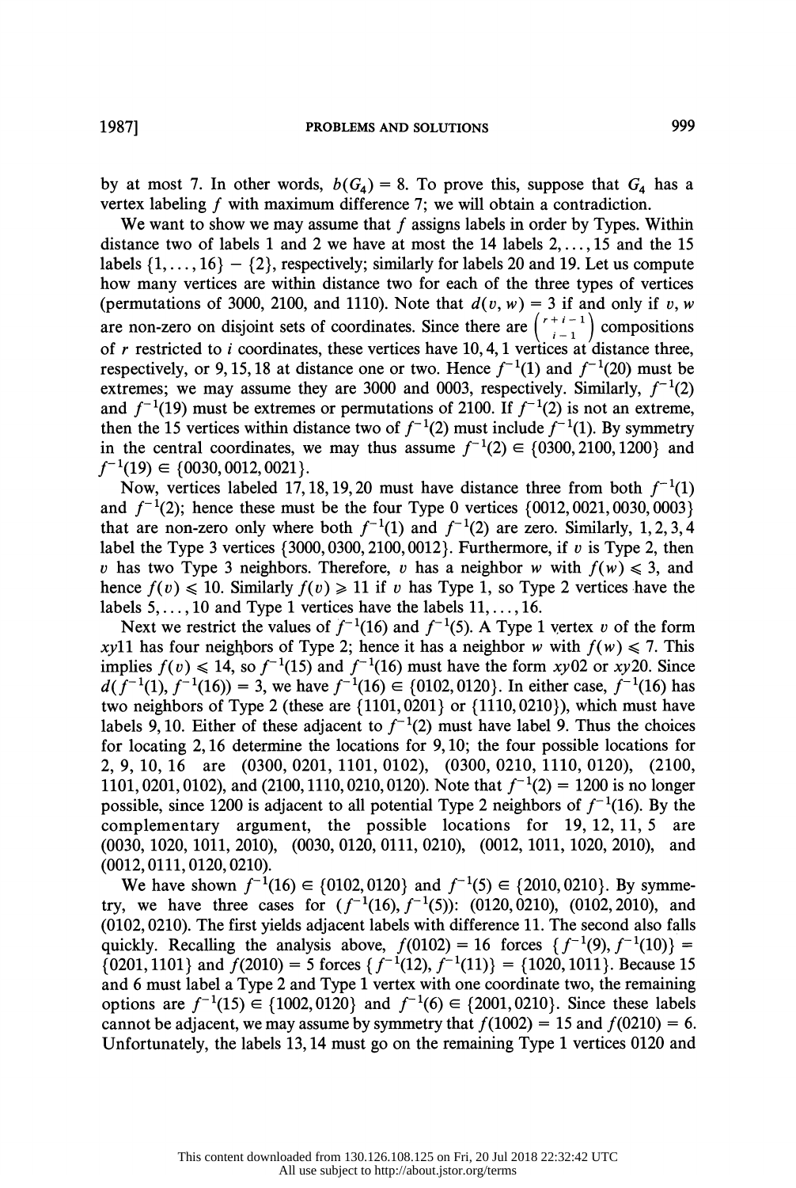by at most 7. In other words, $b(G_4) = 8$. To prove this, suppose that $G_4$ has a vertex labeling $f$ with maximum difference 7; we will obtain a contradiction.

We want to show we may assume that $f$ assigns labels in order by Types. Within distance two of labels 1 and 2 we have at most the 14 labels $2, \ldots, 15$ and the 15 labels $\{1, \ldots, 16\} - \{2\}$, respectively; similarly for labels 20 and 19. Let us compute how many vertices are within distance two for each of the three types of vertices (permutations of 3000, 2100, and 1110). Note that $d(v, w) = 3$ if and only if $v, w$ are non-zero on disjoint sets of coordinates. Since there are $\binom{r+i-1}{i-1}$ compositions of $r$ restricted to $i$ coordinates, these vertices have 10, 4, 1 vertices at distance three, respectively, or 9, 15, 18 at distance one or two. Hence $f^{-1}(1)$ and $f^{-1}(20)$ must be extremes; we may assume they are 3000 and 0003, respectively. Similarly, $f^{-1}(2)$ and $f^{-1}(19)$ must be extremes or permutations of 2100. If $f^{-1}(2)$ is not an extreme, then the 15 vertices within distance two of $f^{-1}(2)$ must include $f^{-1}(1)$. By symmetry in the central coordinates, we may thus assume $f^{-1}(2) \in \{0300, 2100, 1200\}$ and $f^{-1}(19) \in \{0030, 0012, 0021\}$.

Now, vertices labeled 17, 18, 19, 20 must have distance three from both $f^{-1}(1)$ and $f^{-1}(2)$; hence these must be the four Type 0 vertices $\{0012, 0021, 0030, 0003\}$ that are non-zero only where both $f^{-1}(1)$ and $f^{-1}(2)$ are zero. Similarly, 1, 2, 3, 4 label the Type 3 vertices $\{3000, 0300, 2100, 0012\}$. Furthermore, if $v$ is Type 2, then $v$ has two Type 3 neighbors. Therefore, $v$ has a neighbor $w$ with $f(w) \leqslant 3$, and hence $f(v) \leqslant 10$. Similarly $f(v) \geqslant 11$ if $v$ has Type 1, so Type 2 vertices have the labels $5, \ldots, 10$ and Type 1 vertices have the labels $11, \ldots, 16$.

Next we restrict the values of $f^{-1}(16)$ and $f^{-1}(5)$. A Type 1 vertex $v$ of the form $xy11$ has four neighbors of Type 2; hence it has a neighbor $w$ with $f(w) \leqslant 7$. This implies $f(v) \leqslant 14$, so $f^{-1}(15)$ and $f^{-1}(16)$ must have the form $xy02$ or $xy20$. Since $d(f^{-1}(1), f^{-1}(16)) = 3$, we have $f^{-1}(16) \in \{0102, 0120\}$. In either case, $f^{-1}(16)$ has two neighbors of Type 2 (these are $\{1101, 0201\}$ or $\{1110, 0210\}$), which must have labels 9, 10. Either of these adjacent to $f^{-1}(2)$ must have label 9. Thus the choices for locating 2, 16 determine the locations for 9, 10; the four possible locations for 2, 9, 10, 16 are (0300, 0201, 1101, 0102), (0300, 0210, 1110, 0120), (2100, 1101, 0201, 0102), and (2100, 1110, 0210, 0120). Note that $f^{-1}(2) = 1200$ is no longer possible, since 1200 is adjacent to all potential Type 2 neighbors of $f^{-1}(16)$. By the complementary argument, the possible locations for 19, 12, 11, 5 are (0030, 1020, 1011, 2010), (0030, 0120, 0111, 0210), (0012, 1011, 1020, 2010), and (0012, 0111, 0120, 0210).

We have shown $f^{-1}(16) \in \{0102, 0120\}$ and $f^{-1}(5) \in \{2010, 0210\}$. By symmetry, we have three cases for $(f^{-1}(16), f^{-1}(5))$: (0120, 0210), (0102, 2010), and (0102, 0210). The first yields adjacent labels with difference 11. The second also falls quickly. Recalling the analysis above, $f(0102) = 16$ forces $\{f^{-1}(9), f^{-1}(10)\} = \{0201, 1101\}$ and $f(2010) = 5$ forces $\{f^{-1}(12), f^{-1}(11)\} = \{1020, 1011\}$. Because 15 and 6 must label a Type 2 and Type 1 vertex with one coordinate two, the remaining options are $f^{-1}(15) \in \{1002, 0120\}$ and $f^{-1}(6) \in \{2001, 0210\}$. Since these labels cannot be adjacent, we may assume by symmetry that $f(1002) = 15$ and $f(0210) = 6$. Unfortunately, the labels 13, 14 must go on the remaining Type 1 vertices 0120 and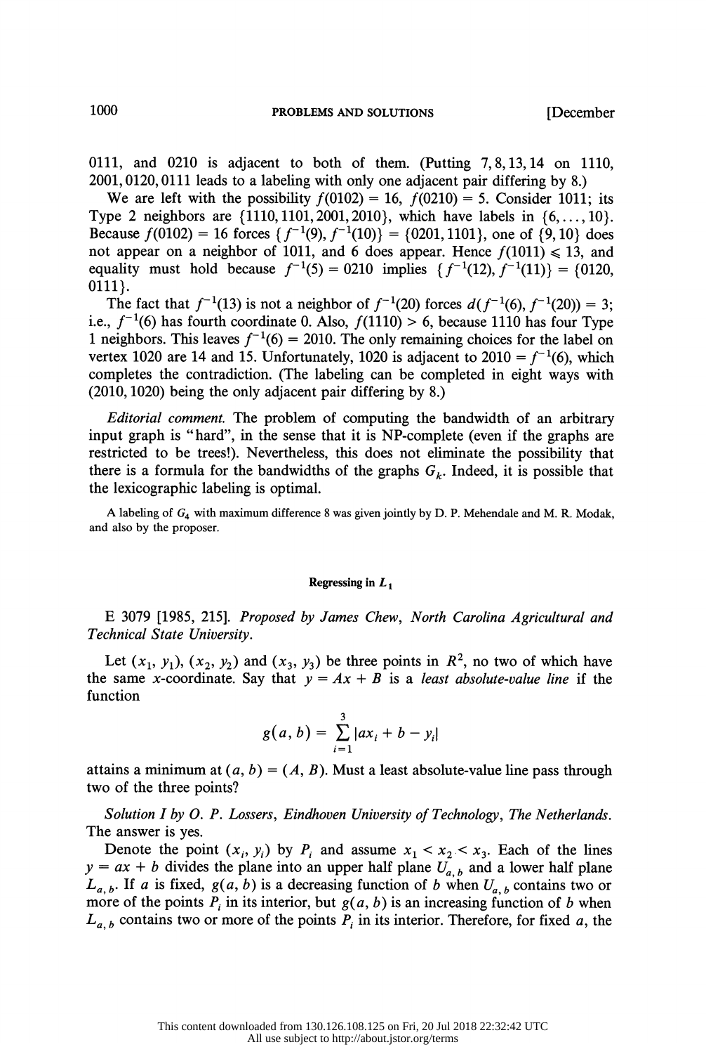0111, and 0210 is adjacent to both of them. (Putting 7, 8, 13, 14 on 1110, 2001, 0120, 0111 leads to a labeling with only one adjacent pair differing by 8.)

We are left with the possibility $f(0102) = 16$, $f(0210) = 5$. Consider 1011; its Type 2 neighbors are $\{1110, 1101, 2001, 2010\}$, which have labels in $\{6, \ldots, 10\}$. Because $f(0102) = 16$ forces $\{f^{-1}(9), f^{-1}(10)\} = \{0201, 1101\}$, one of $\{9, 10\}$ does not appear on a neighbor of 1011, and 6 does appear. Hence $f(1011) \leqslant 13$, and equality must hold because $f^{-1}(5) = 0210$ implies $\{f^{-1}(12), f^{-1}(11)\} = \{0120, 0111\}$.

The fact that $f^{-1}(13)$ is not a neighbor of $f^{-1}(20)$ forces $d(f^{-1}(6), f^{-1}(20)) = 3$; i.e., $f^{-1}(6)$ has fourth coordinate 0. Also, $f(1110) > 6$, because 1110 has four Type 1 neighbors. This leaves $f^{-1}(6) = 2010$. The only remaining choices for the label on vertex 1020 are 14 and 15. Unfortunately, 1020 is adjacent to $2010 = f^{-1}(6)$, which completes the contradiction. (The labeling can be completed in eight ways with (2010, 1020) being the only adjacent pair differing by 8.)

*Editorial comment.* The problem of computing the bandwidth of an arbitrary input graph is "hard", in the sense that it is NP-complete (even if the graphs are restricted to be trees!). Nevertheless, this does not eliminate the possibility that there is a formula for the bandwidths of the graphs $G_k$. Indeed, it is possible that the lexicographic labeling is optimal.

A labeling of $G_4$ with maximum difference 8 was given jointly by D. P. Mehendale and M. R. Modak, and also by the proposer.

## Regressing in $L_1$

E 3079 [1985, 215]. *Proposed by James Chew, North Carolina Agricultural and Technical State University.*

Let $(x_1, y_1)$, $(x_2, y_2)$ and $(x_3, y_3)$ be three points in $R^2$, no two of which have the same $x$-coordinate. Say that $y = Ax + B$ is a *least absolute-value line* if the function

$$g(a, b) = \sum_{i=1}^{3} |ax_i + b - y_i|$$

attains a minimum at $(a, b) = (A, B)$. Must a least absolute-value line pass through two of the three points?

*Solution I by O. P. Lossers, Eindhoven University of Technology, The Netherlands.* The answer is yes.

Denote the point $(x_i, y_i)$ by $P_i$ and assume $x_1 < x_2 < x_3$. Each of the lines $y = ax + b$ divides the plane into an upper half plane $U_{a,b}$ and a lower half plane $L_{a,b}$. If $a$ is fixed, $g(a, b)$ is a decreasing function of $b$ when $U_{a,b}$ contains two or more of the points $P_i$ in its interior, but $g(a, b)$ is an increasing function of $b$ when $L_{a,b}$ contains two or more of the points $P_i$ in its interior. Therefore, for fixed $a$, the